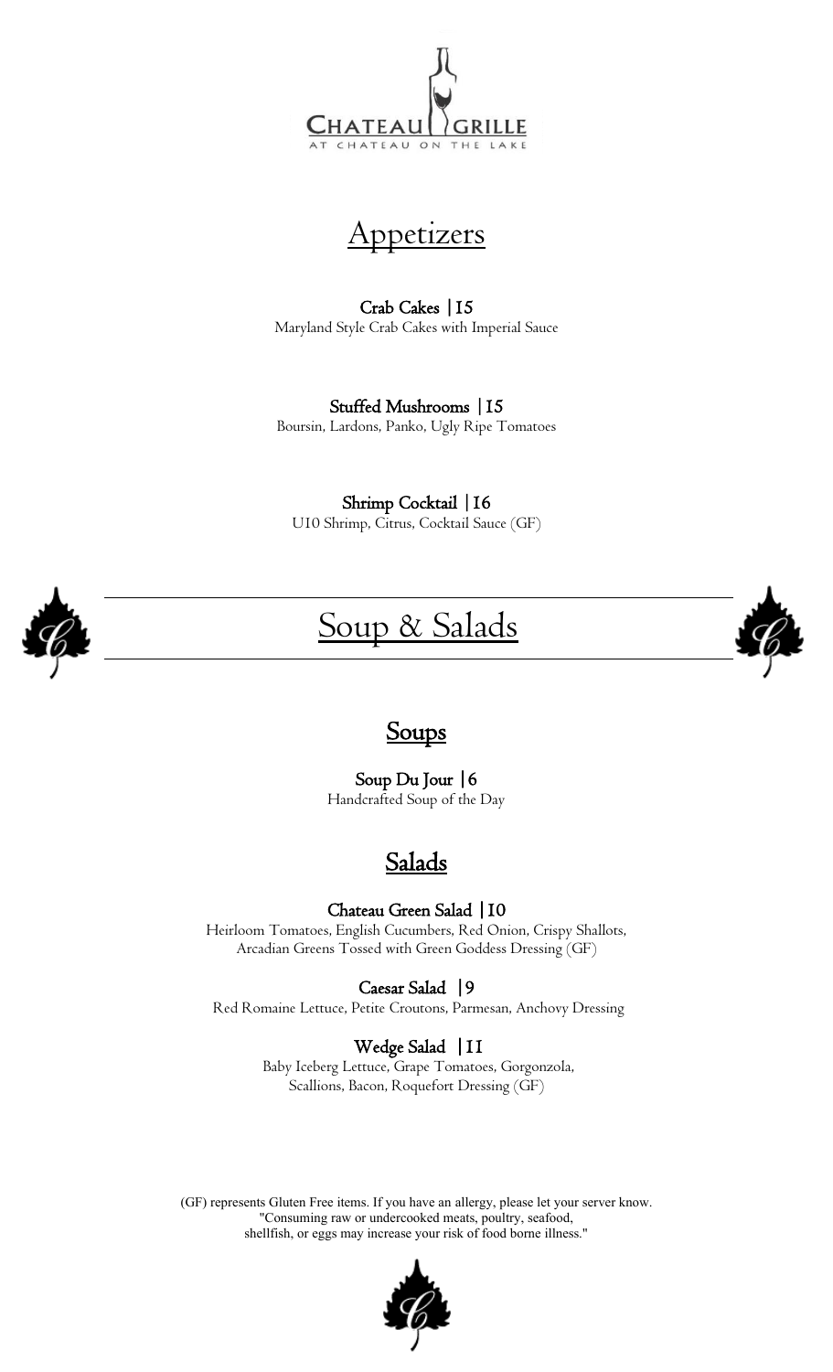CHATEAU GRILLE

AT CHATEAU ON THE LAKE

# Appetizers

**Crab Cakes | 15**
Maryland Style Crab Cakes with Imperial Sauce

**Stuffed Mushrooms | 15**
Boursin, Lardons, Panko, Ugly Ripe Tomatoes

**Shrimp Cocktail | 16**
U10 Shrimp, Citrus, Cocktail Sauce (GF)

# Soup & Salads

## Soups

**Soup Du Jour | 6**
Handcrafted Soup of the Day

## Salads

**Chateau Green Salad | 10**
Heirloom Tomatoes, English Cucumbers, Red Onion, Crispy Shallots, Arcadian Greens Tossed with Green Goddess Dressing (GF)

**Caesar Salad | 9**
Red Romaine Lettuce, Petite Croutons, Parmesan, Anchovy Dressing

**Wedge Salad | 11**
Baby Iceberg Lettuce, Grape Tomatoes, Gorgonzola, Scallions, Bacon, Roquefort Dressing (GF)

(GF) represents Gluten Free items. If you have an allergy, please let your server know.
"Consuming raw or undercooked meats, poultry, seafood, shellfish, or eggs may increase your risk of food borne illness."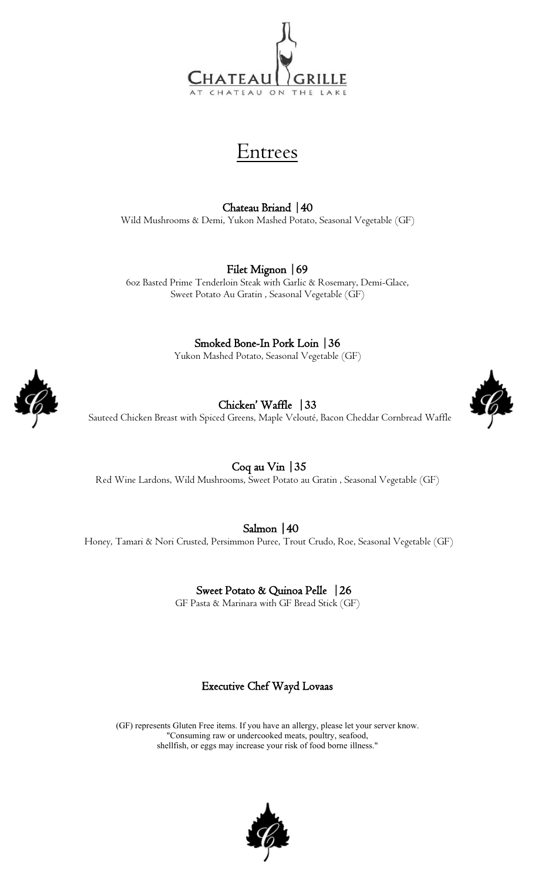CHATEAU GRILLE

AT CHATEAU ON THE LAKE

# Entrees

**Chateau Briand |40**

Wild Mushrooms & Demi, Yukon Mashed Potato, Seasonal Vegetable (GF)

**Filet Mignon |69**

6oz Basted Prime Tenderloin Steak with Garlic & Rosemary, Demi-Glace, Sweet Potato Au Gratin , Seasonal Vegetable (GF)

**Smoked Bone-In Pork Loin |36**

Yukon Mashed Potato, Seasonal Vegetable (GF)

**Chicken' Waffle |33**

Sauteed Chicken Breast with Spiced Greens, Maple Velouté, Bacon Cheddar Cornbread Waffle

**Coq au Vin |35**

Red Wine Lardons, Wild Mushrooms, Sweet Potato au Gratin , Seasonal Vegetable (GF)

**Salmon |40**

Honey, Tamari & Nori Crusted, Persimmon Puree, Trout Crudo, Roe, Seasonal Vegetable (GF)

**Sweet Potato & Quinoa Pelle |26**

GF Pasta & Marinara with GF Bread Stick (GF)

**Executive Chef Wayd Lovaas**

(GF) represents Gluten Free items. If you have an allergy, please let your server know.
"Consuming raw or undercooked meats, poultry, seafood,
shellfish, or eggs may increase your risk of food borne illness."